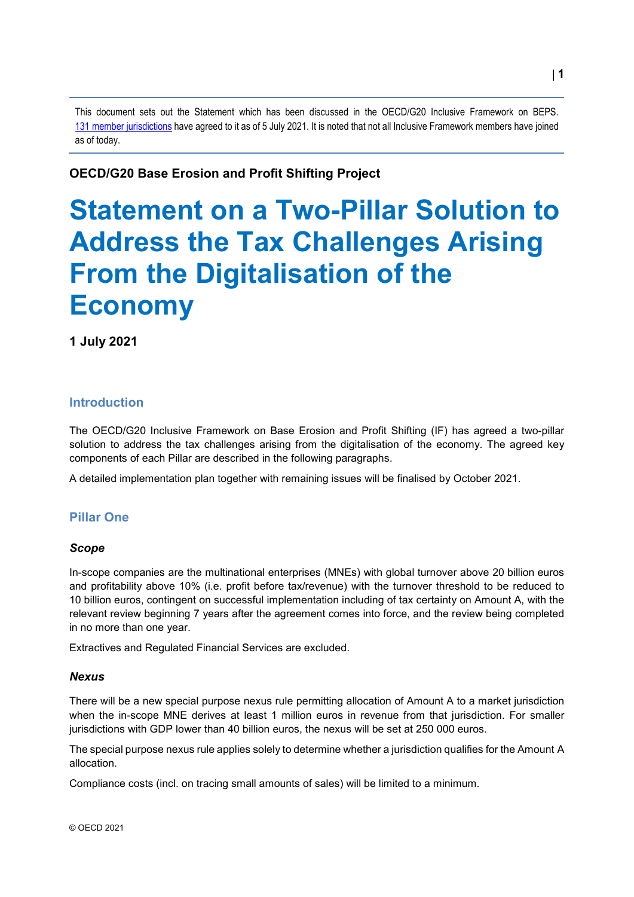This document sets out the Statement which has been discussed in the OECD/G20 Inclusive Framework on BEPS. 131 member jurisdictions have agreed to it as of 5 July 2021. It is noted that not all Inclusive Framework members have joined as of today.

**OECD/G20 Base Erosion and Profit Shifting Project**

# Statement on a Two-Pillar Solution to Address the Tax Challenges Arising From the Digitalisation of the Economy

**1 July 2021**

## Introduction

The OECD/G20 Inclusive Framework on Base Erosion and Profit Shifting (IF) has agreed a two-pillar solution to address the tax challenges arising from the digitalisation of the economy. The agreed key components of each Pillar are described in the following paragraphs.

A detailed implementation plan together with remaining issues will be finalised by October 2021.

## Pillar One

### *Scope*

In-scope companies are the multinational enterprises (MNEs) with global turnover above 20 billion euros and profitability above 10% (i.e. profit before tax/revenue) with the turnover threshold to be reduced to 10 billion euros, contingent on successful implementation including of tax certainty on Amount A, with the relevant review beginning 7 years after the agreement comes into force, and the review being completed in no more than one year.

Extractives and Regulated Financial Services are excluded.

### *Nexus*

There will be a new special purpose nexus rule permitting allocation of Amount A to a market jurisdiction when the in-scope MNE derives at least 1 million euros in revenue from that jurisdiction. For smaller jurisdictions with GDP lower than 40 billion euros, the nexus will be set at 250 000 euros.

The special purpose nexus rule applies solely to determine whether a jurisdiction qualifies for the Amount A allocation.

Compliance costs (incl. on tracing small amounts of sales) will be limited to a minimum.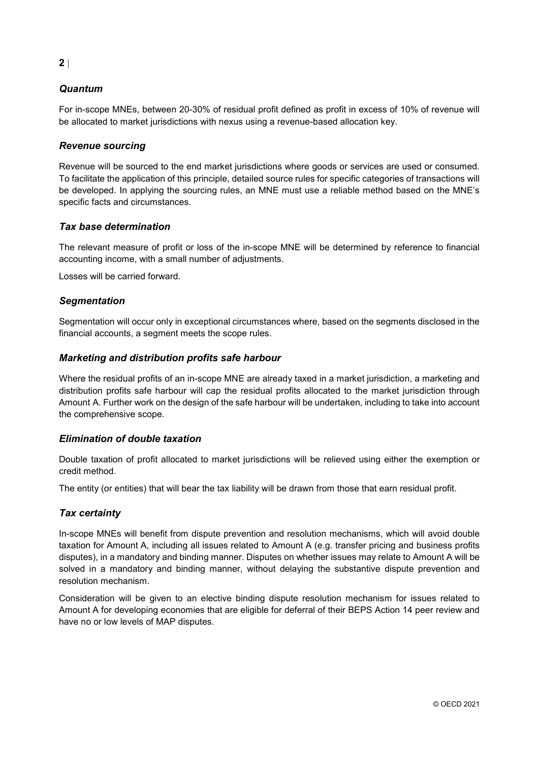### *Quantum*

For in-scope MNEs, between 20-30% of residual profit defined as profit in excess of 10% of revenue will be allocated to market jurisdictions with nexus using a revenue-based allocation key.

### *Revenue sourcing*

Revenue will be sourced to the end market jurisdictions where goods or services are used or consumed. To facilitate the application of this principle, detailed source rules for specific categories of transactions will be developed. In applying the sourcing rules, an MNE must use a reliable method based on the MNE's specific facts and circumstances.

### *Tax base determination*

The relevant measure of profit or loss of the in-scope MNE will be determined by reference to financial accounting income, with a small number of adjustments.

Losses will be carried forward.

### *Segmentation*

Segmentation will occur only in exceptional circumstances where, based on the segments disclosed in the financial accounts, a segment meets the scope rules.

### *Marketing and distribution profits safe harbour*

Where the residual profits of an in-scope MNE are already taxed in a market jurisdiction, a marketing and distribution profits safe harbour will cap the residual profits allocated to the market jurisdiction through Amount A. Further work on the design of the safe harbour will be undertaken, including to take into account the comprehensive scope.

### *Elimination of double taxation*

Double taxation of profit allocated to market jurisdictions will be relieved using either the exemption or credit method.

The entity (or entities) that will bear the tax liability will be drawn from those that earn residual profit.

### *Tax certainty*

In-scope MNEs will benefit from dispute prevention and resolution mechanisms, which will avoid double taxation for Amount A, including all issues related to Amount A (e.g. transfer pricing and business profits disputes), in a mandatory and binding manner. Disputes on whether issues may relate to Amount A will be solved in a mandatory and binding manner, without delaying the substantive dispute prevention and resolution mechanism.

Consideration will be given to an elective binding dispute resolution mechanism for issues related to Amount A for developing economies that are eligible for deferral of their BEPS Action 14 peer review and have no or low levels of MAP disputes.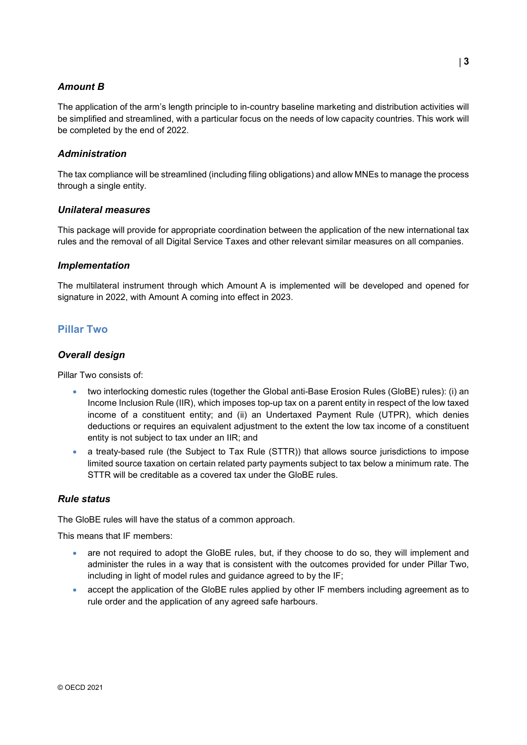### *Amount B*

The application of the arm's length principle to in-country baseline marketing and distribution activities will be simplified and streamlined, with a particular focus on the needs of low capacity countries. This work will be completed by the end of 2022.

### *Administration*

The tax compliance will be streamlined (including filing obligations) and allow MNEs to manage the process through a single entity.

### *Unilateral measures*

This package will provide for appropriate coordination between the application of the new international tax rules and the removal of all Digital Service Taxes and other relevant similar measures on all companies.

### *Implementation*

The multilateral instrument through which Amount A is implemented will be developed and opened for signature in 2022, with Amount A coming into effect in 2023.

## Pillar Two

### *Overall design*

Pillar Two consists of:

- two interlocking domestic rules (together the Global anti-Base Erosion Rules (GloBE) rules): (i) an Income Inclusion Rule (IIR), which imposes top-up tax on a parent entity in respect of the low taxed income of a constituent entity; and (ii) an Undertaxed Payment Rule (UTPR), which denies deductions or requires an equivalent adjustment to the extent the low tax income of a constituent entity is not subject to tax under an IIR; and
- a treaty-based rule (the Subject to Tax Rule (STTR)) that allows source jurisdictions to impose limited source taxation on certain related party payments subject to tax below a minimum rate. The STTR will be creditable as a covered tax under the GloBE rules.

### *Rule status*

The GloBE rules will have the status of a common approach.

This means that IF members:

- are not required to adopt the GloBE rules, but, if they choose to do so, they will implement and administer the rules in a way that is consistent with the outcomes provided for under Pillar Two, including in light of model rules and guidance agreed to by the IF;
- accept the application of the GloBE rules applied by other IF members including agreement as to rule order and the application of any agreed safe harbours.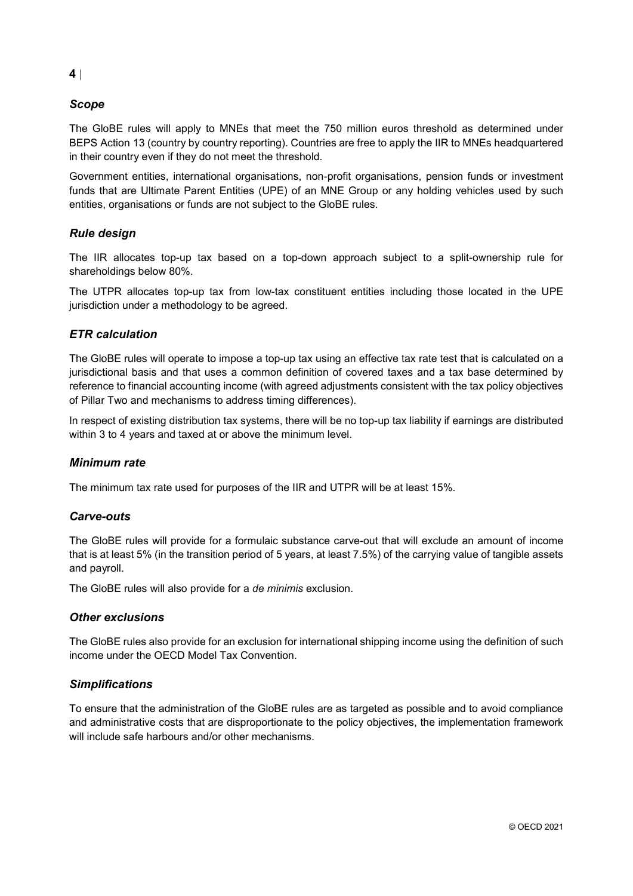### *Scope*

The GloBE rules will apply to MNEs that meet the 750 million euros threshold as determined under BEPS Action 13 (country by country reporting). Countries are free to apply the IIR to MNEs headquartered in their country even if they do not meet the threshold.

Government entities, international organisations, non-profit organisations, pension funds or investment funds that are Ultimate Parent Entities (UPE) of an MNE Group or any holding vehicles used by such entities, organisations or funds are not subject to the GloBE rules.

### *Rule design*

The IIR allocates top-up tax based on a top-down approach subject to a split-ownership rule for shareholdings below 80%.

The UTPR allocates top-up tax from low-tax constituent entities including those located in the UPE jurisdiction under a methodology to be agreed.

### *ETR calculation*

The GloBE rules will operate to impose a top-up tax using an effective tax rate test that is calculated on a jurisdictional basis and that uses a common definition of covered taxes and a tax base determined by reference to financial accounting income (with agreed adjustments consistent with the tax policy objectives of Pillar Two and mechanisms to address timing differences).

In respect of existing distribution tax systems, there will be no top-up tax liability if earnings are distributed within 3 to 4 years and taxed at or above the minimum level.

### *Minimum rate*

The minimum tax rate used for purposes of the IIR and UTPR will be at least 15%.

### *Carve-outs*

The GloBE rules will provide for a formulaic substance carve-out that will exclude an amount of income that is at least 5% (in the transition period of 5 years, at least 7.5%) of the carrying value of tangible assets and payroll.

The GloBE rules will also provide for a *de minimis* exclusion.

### *Other exclusions*

The GloBE rules also provide for an exclusion for international shipping income using the definition of such income under the OECD Model Tax Convention.

### *Simplifications*

To ensure that the administration of the GloBE rules are as targeted as possible and to avoid compliance and administrative costs that are disproportionate to the policy objectives, the implementation framework will include safe harbours and/or other mechanisms.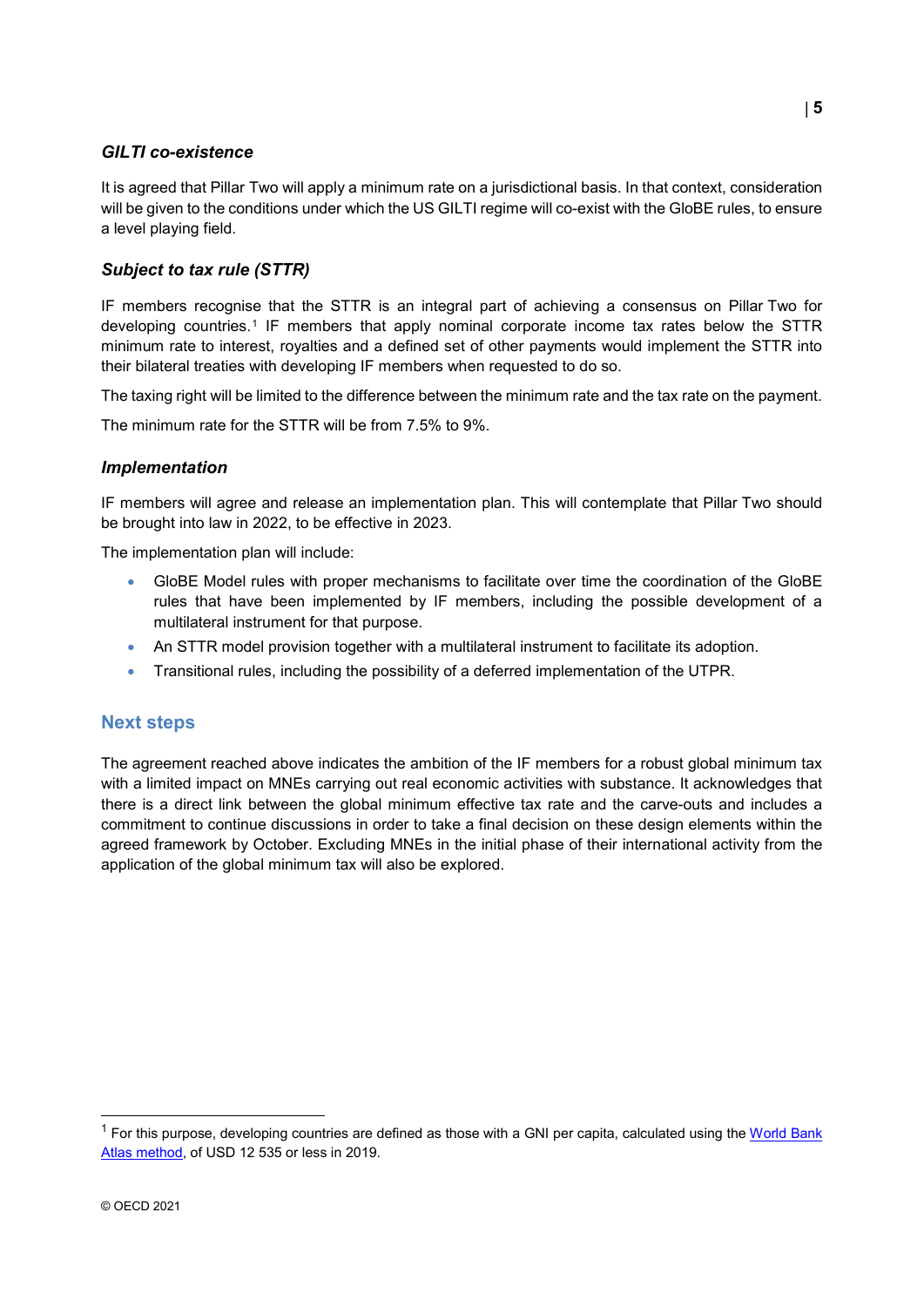### *GILTI co-existence*

It is agreed that Pillar Two will apply a minimum rate on a jurisdictional basis. In that context, consideration will be given to the conditions under which the US GILTI regime will co-exist with the GloBE rules, to ensure a level playing field.

### *Subject to tax rule (STTR)*

IF members recognise that the STTR is an integral part of achieving a consensus on Pillar Two for developing countries.[1] IF members that apply nominal corporate income tax rates below the STTR minimum rate to interest, royalties and a defined set of other payments would implement the STTR into their bilateral treaties with developing IF members when requested to do so.

The taxing right will be limited to the difference between the minimum rate and the tax rate on the payment.

The minimum rate for the STTR will be from 7.5% to 9%.

### *Implementation*

IF members will agree and release an implementation plan. This will contemplate that Pillar Two should be brought into law in 2022, to be effective in 2023.

The implementation plan will include:

- GloBE Model rules with proper mechanisms to facilitate over time the coordination of the GloBE rules that have been implemented by IF members, including the possible development of a multilateral instrument for that purpose.
- An STTR model provision together with a multilateral instrument to facilitate its adoption.
- Transitional rules, including the possibility of a deferred implementation of the UTPR.

## Next steps

The agreement reached above indicates the ambition of the IF members for a robust global minimum tax with a limited impact on MNEs carrying out real economic activities with substance. It acknowledges that there is a direct link between the global minimum effective tax rate and the carve-outs and includes a commitment to continue discussions in order to take a final decision on these design elements within the agreed framework by October. Excluding MNEs in the initial phase of their international activity from the application of the global minimum tax will also be explored.

---

[1] For this purpose, developing countries are defined as those with a GNI per capita, calculated using the World Bank Atlas method, of USD 12 535 or less in 2019.